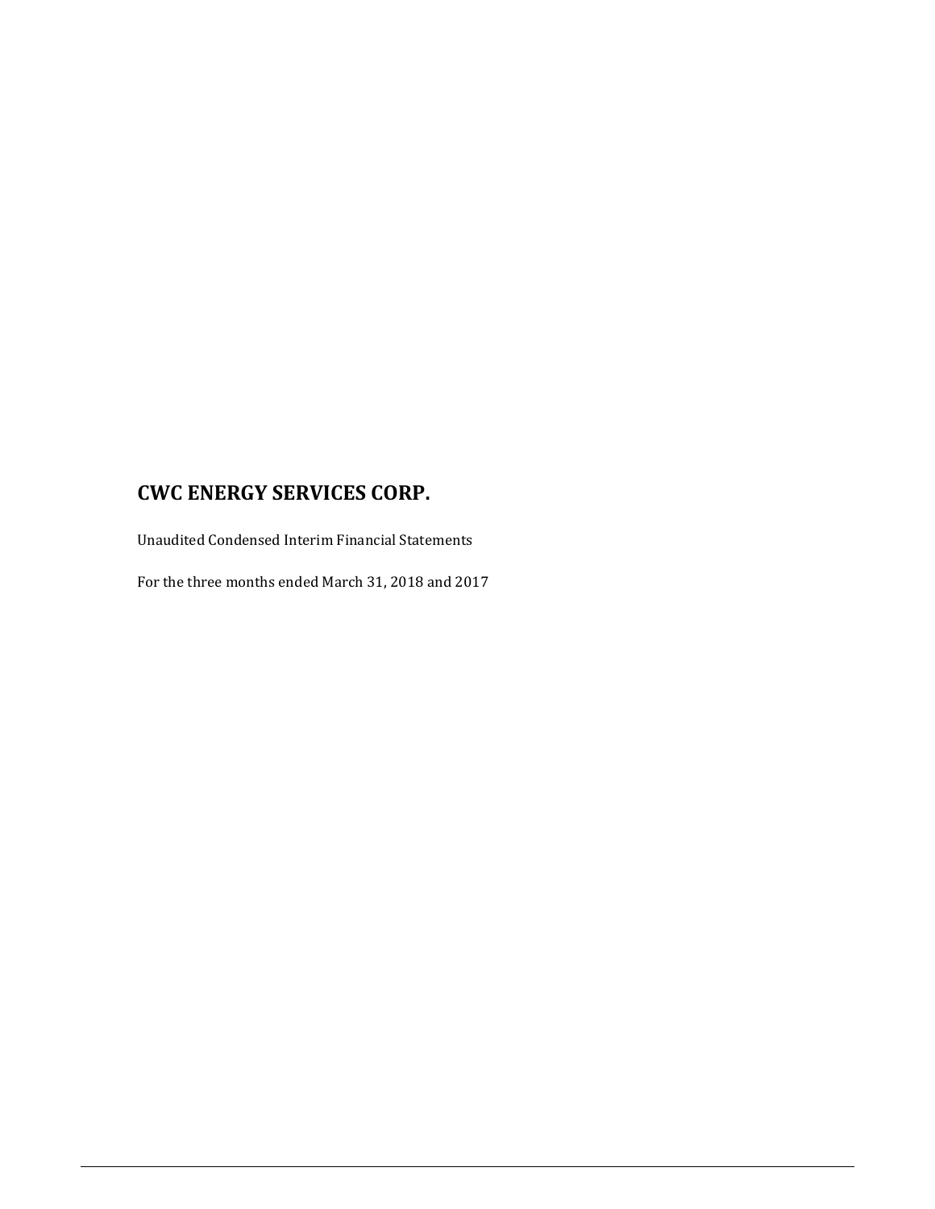# CWC ENERGY SERVICES CORP.

Unaudited Condensed Interim Financial Statements

For the three months ended March 31, 2018 and 2017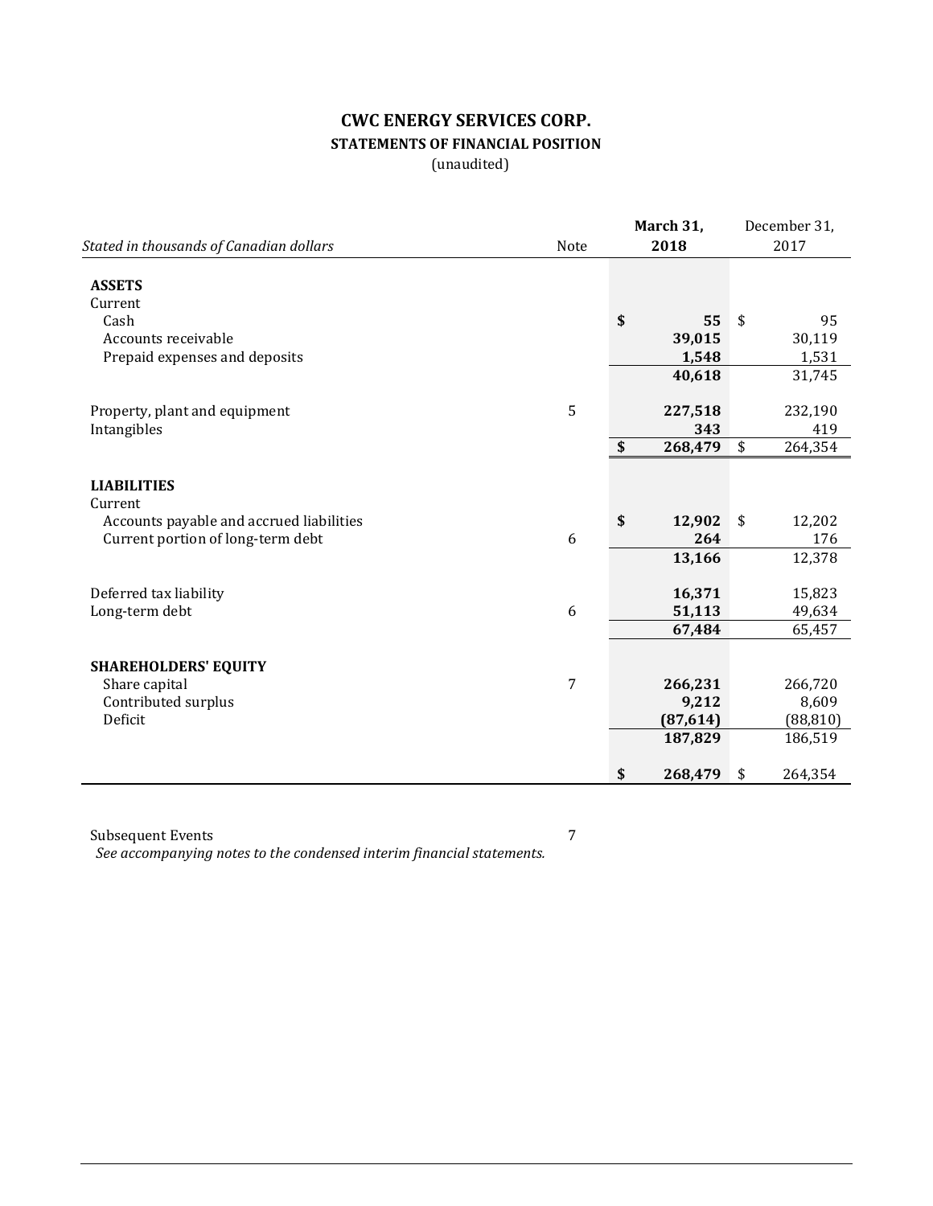# CWC ENERGY SERVICES CORP.

## STATEMENTS OF FINANCIAL POSITION

(unaudited)

| *Stated in thousands of Canadian dollars* | Note | **March 31, 2018** | December 31, 2017 |
|---|---|---|---|
| **ASSETS** | | | |
| Current | | | |
| Cash | | **$ 55** | $ 95 |
| Accounts receivable | | **39,015** | 30,119 |
| Prepaid expenses and deposits | | **1,548** | 1,531 |
| | | **40,618** | 31,745 |
| Property, plant and equipment | 5 | **227,518** | 232,190 |
| Intangibles | | **343** | 419 |
| | | **$ 268,479** | $ 264,354 |
| **LIABILITIES** | | | |
| Current | | | |
| Accounts payable and accrued liabilities | | **$ 12,902** | $ 12,202 |
| Current portion of long-term debt | 6 | **264** | 176 |
| | | **13,166** | 12,378 |
| Deferred tax liability | | **16,371** | 15,823 |
| Long-term debt | 6 | **51,113** | 49,634 |
| | | **67,484** | 65,457 |
| **SHAREHOLDERS' EQUITY** | | | |
| Share capital | 7 | **266,231** | 266,720 |
| Contributed surplus | | **9,212** | 8,609 |
| Deficit | | **(87,614)** | (88,810) |
| | | **187,829** | 186,519 |
| | | **$ 268,479** | $ 264,354 |

Subsequent Events 7

*See accompanying notes to the condensed interim financial statements.*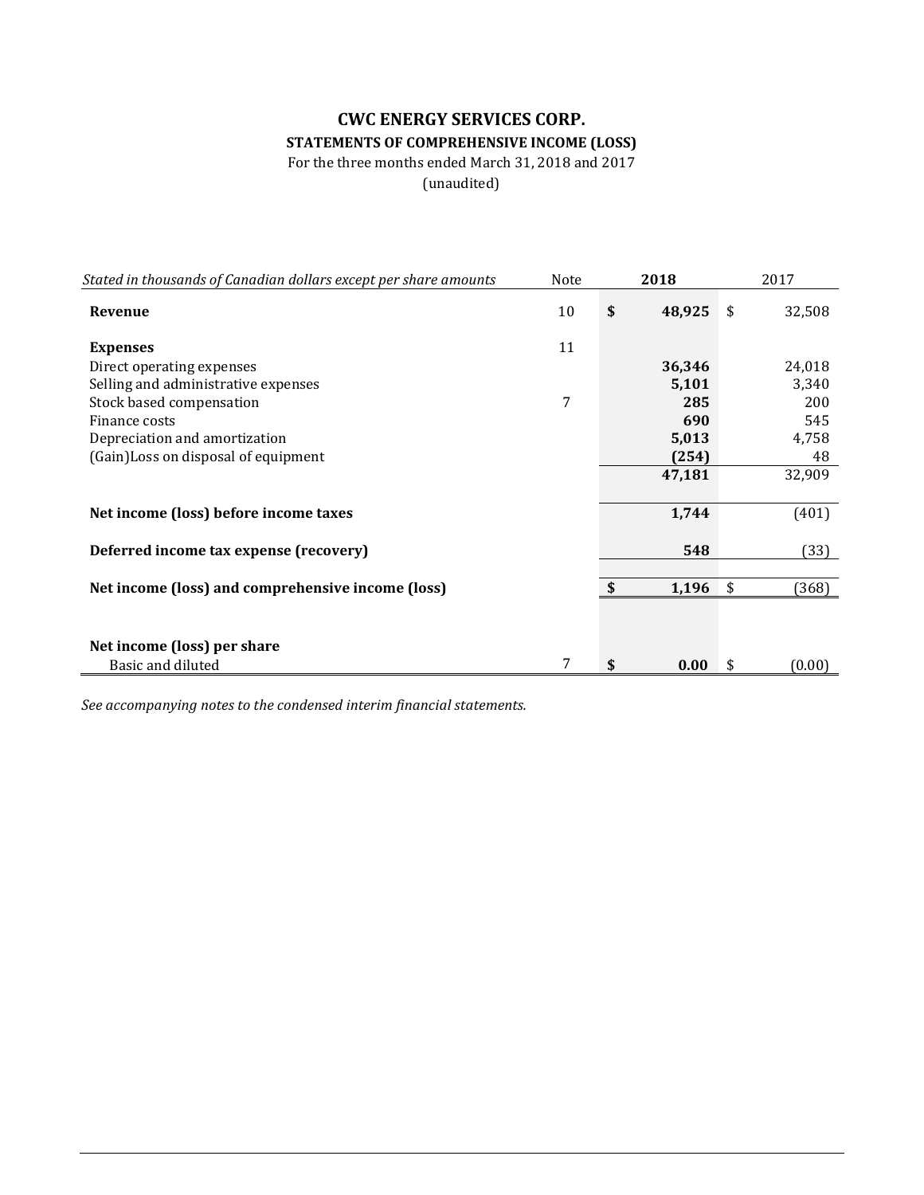# CWC ENERGY SERVICES CORP.

## STATEMENTS OF COMPREHENSIVE INCOME (LOSS)

For the three months ended March 31, 2018 and 2017

(unaudited)

| *Stated in thousands of Canadian dollars except per share amounts* | Note | **2018** | 2017 |
|---|---|---|---|
| **Revenue** | 10 | **$ 48,925** | $ 32,508 |
| **Expenses** | 11 | | |
| Direct operating expenses | | **36,346** | 24,018 |
| Selling and administrative expenses | | **5,101** | 3,340 |
| Stock based compensation | 7 | **285** | 200 |
| Finance costs | | **690** | 545 |
| Depreciation and amortization | | **5,013** | 4,758 |
| (Gain)Loss on disposal of equipment | | **(254)** | 48 |
| | | **47,181** | 32,909 |
| **Net income (loss) before income taxes** | | **1,744** | (401) |
| **Deferred income tax expense (recovery)** | | **548** | (33) |
| **Net income (loss) and comprehensive income (loss)** | | **$ 1,196** | $ (368) |
| **Net income (loss) per share** | | | |
| Basic and diluted | 7 | **$ 0.00** | $ (0.00) |

*See accompanying notes to the condensed interim financial statements.*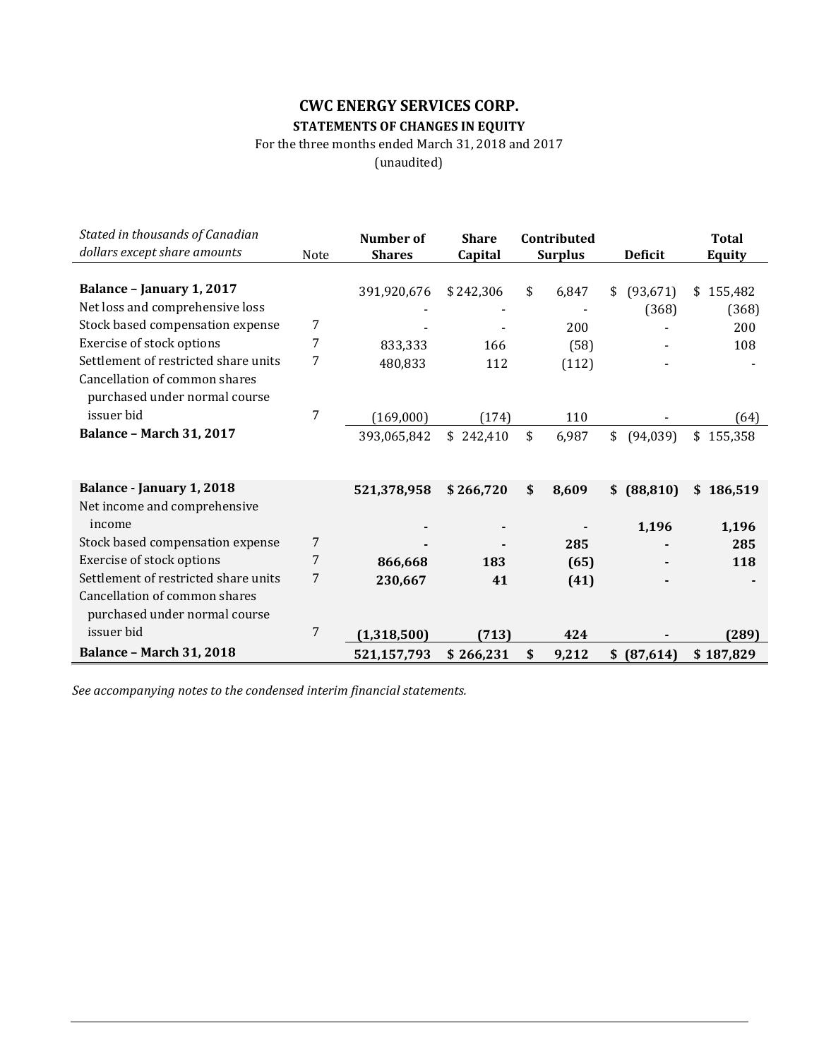# CWC ENERGY SERVICES CORP.

## STATEMENTS OF CHANGES IN EQUITY

For the three months ended March 31, 2018 and 2017

(unaudited)

| *Stated in thousands of Canadian dollars except share amounts* | Note | Number of Shares | Share Capital | Contributed Surplus | Deficit | Total Equity |
|---|---|---|---|---|---|---|
| **Balance – January 1, 2017** | | 391,920,676 | $ 242,306 | $ 6,847 | $ (93,671) | $ 155,482 |
| Net loss and comprehensive loss | | - | - | - | (368) | (368) |
| Stock based compensation expense | 7 | - | - | 200 | - | 200 |
| Exercise of stock options | 7 | 833,333 | 166 | (58) | - | 108 |
| Settlement of restricted share units | 7 | 480,833 | 112 | (112) | - | - |
| Cancellation of common shares purchased under normal course issuer bid | 7 | (169,000) | (174) | 110 | - | (64) |
| **Balance – March 31, 2017** | | 393,065,842 | $ 242,410 | $ 6,987 | $ (94,039) | $ 155,358 |
| | | | | | | |
| **Balance - January 1, 2018** | | **521,378,958** | **$ 266,720** | **$ 8,609** | **$ (88,810)** | **$ 186,519** |
| Net income and comprehensive income | | **-** | **-** | **-** | **1,196** | **1,196** |
| Stock based compensation expense | 7 | **-** | **-** | **285** | **-** | **285** |
| Exercise of stock options | 7 | **866,668** | **183** | **(65)** | **-** | **118** |
| Settlement of restricted share units | 7 | **230,667** | **41** | **(41)** | **-** | **-** |
| Cancellation of common shares purchased under normal course issuer bid | 7 | **(1,318,500)** | **(713)** | **424** | **-** | **(289)** |
| **Balance – March 31, 2018** | | **521,157,793** | **$ 266,231** | **$ 9,212** | **$ (87,614)** | **$ 187,829** |

*See accompanying notes to the condensed interim financial statements.*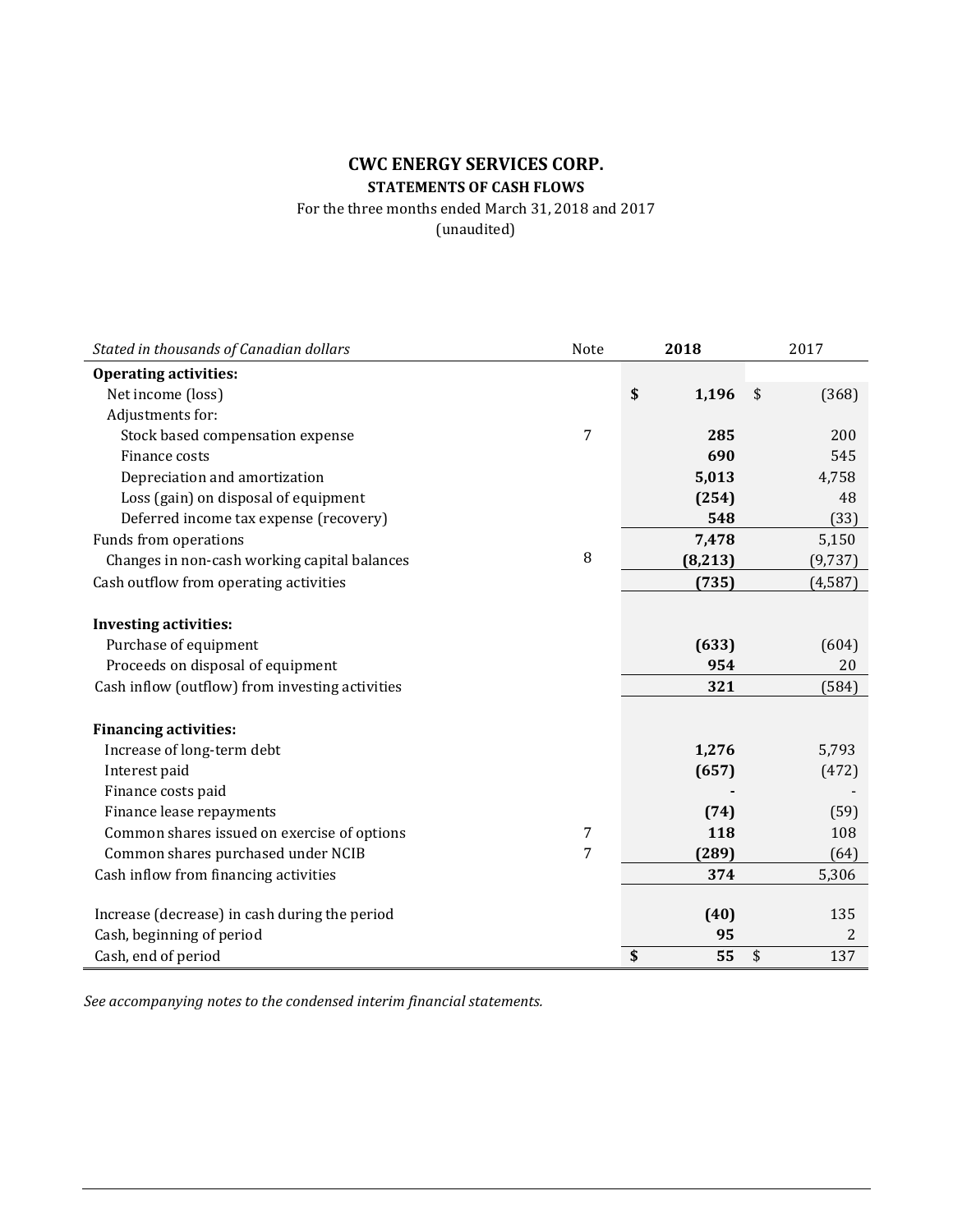# CWC ENERGY SERVICES CORP.

## STATEMENTS OF CASH FLOWS

For the three months ended March 31, 2018 and 2017
(unaudited)

| *Stated in thousands of Canadian dollars* | Note | **2018** | 2017 |
|---|---|---|---|
| **Operating activities:** | | | |
| Net income (loss) | | **$ 1,196** | $ (368) |
| Adjustments for: | | | |
| Stock based compensation expense | 7 | **285** | 200 |
| Finance costs | | **690** | 545 |
| Depreciation and amortization | | **5,013** | 4,758 |
| Loss (gain) on disposal of equipment | | **(254)** | 48 |
| Deferred income tax expense (recovery) | | **548** | (33) |
| Funds from operations | | **7,478** | 5,150 |
| Changes in non-cash working capital balances | 8 | **(8,213)** | (9,737) |
| Cash outflow from operating activities | | **(735)** | (4,587) |
| | | | |
| **Investing activities:** | | | |
| Purchase of equipment | | **(633)** | (604) |
| Proceeds on disposal of equipment | | **954** | 20 |
| Cash inflow (outflow) from investing activities | | **321** | (584) |
| | | | |
| **Financing activities:** | | | |
| Increase of long-term debt | | **1,276** | 5,793 |
| Interest paid | | **(657)** | (472) |
| Finance costs paid | | **-** | - |
| Finance lease repayments | | **(74)** | (59) |
| Common shares issued on exercise of options | 7 | **118** | 108 |
| Common shares purchased under NCIB | 7 | **(289)** | (64) |
| Cash inflow from financing activities | | **374** | 5,306 |
| | | | |
| Increase (decrease) in cash during the period | | **(40)** | 135 |
| Cash, beginning of period | | **95** | 2 |
| Cash, end of period | | **$ 55** | $ 137 |

*See accompanying notes to the condensed interim financial statements.*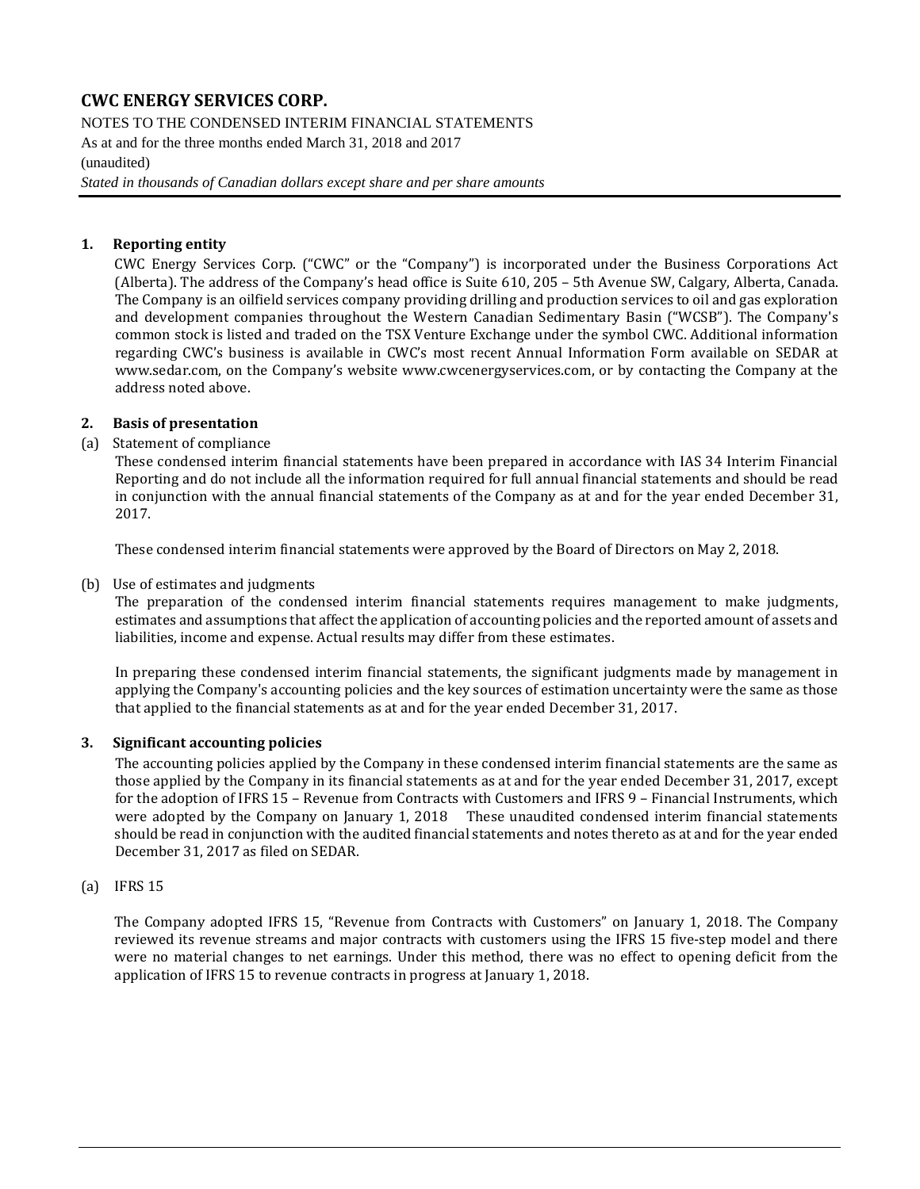**CWC ENERGY SERVICES CORP.**

NOTES TO THE CONDENSED INTERIM FINANCIAL STATEMENTS
As at and for the three months ended March 31, 2018 and 2017
(unaudited)
*Stated in thousands of Canadian dollars except share and per share amounts*

## 1. Reporting entity

CWC Energy Services Corp. ("CWC" or the "Company") is incorporated under the Business Corporations Act (Alberta). The address of the Company's head office is Suite 610, 205 – 5th Avenue SW, Calgary, Alberta, Canada. The Company is an oilfield services company providing drilling and production services to oil and gas exploration and development companies throughout the Western Canadian Sedimentary Basin ("WCSB"). The Company's common stock is listed and traded on the TSX Venture Exchange under the symbol CWC. Additional information regarding CWC's business is available in CWC's most recent Annual Information Form available on SEDAR at www.sedar.com, on the Company's website www.cwcenergyservices.com, or by contacting the Company at the address noted above.

## 2. Basis of presentation

(a) Statement of compliance

These condensed interim financial statements have been prepared in accordance with IAS 34 Interim Financial Reporting and do not include all the information required for full annual financial statements and should be read in conjunction with the annual financial statements of the Company as at and for the year ended December 31, 2017.

These condensed interim financial statements were approved by the Board of Directors on May 2, 2018.

(b) Use of estimates and judgments

The preparation of the condensed interim financial statements requires management to make judgments, estimates and assumptions that affect the application of accounting policies and the reported amount of assets and liabilities, income and expense. Actual results may differ from these estimates.

In preparing these condensed interim financial statements, the significant judgments made by management in applying the Company's accounting policies and the key sources of estimation uncertainty were the same as those that applied to the financial statements as at and for the year ended December 31, 2017.

## 3. Significant accounting policies

The accounting policies applied by the Company in these condensed interim financial statements are the same as those applied by the Company in its financial statements as at and for the year ended December 31, 2017, except for the adoption of IFRS 15 – Revenue from Contracts with Customers and IFRS 9 – Financial Instruments, which were adopted by the Company on January 1, 2018 These unaudited condensed interim financial statements should be read in conjunction with the audited financial statements and notes thereto as at and for the year ended December 31, 2017 as filed on SEDAR.

(a) IFRS 15

The Company adopted IFRS 15, "Revenue from Contracts with Customers" on January 1, 2018. The Company reviewed its revenue streams and major contracts with customers using the IFRS 15 five-step model and there were no material changes to net earnings. Under this method, there was no effect to opening deficit from the application of IFRS 15 to revenue contracts in progress at January 1, 2018.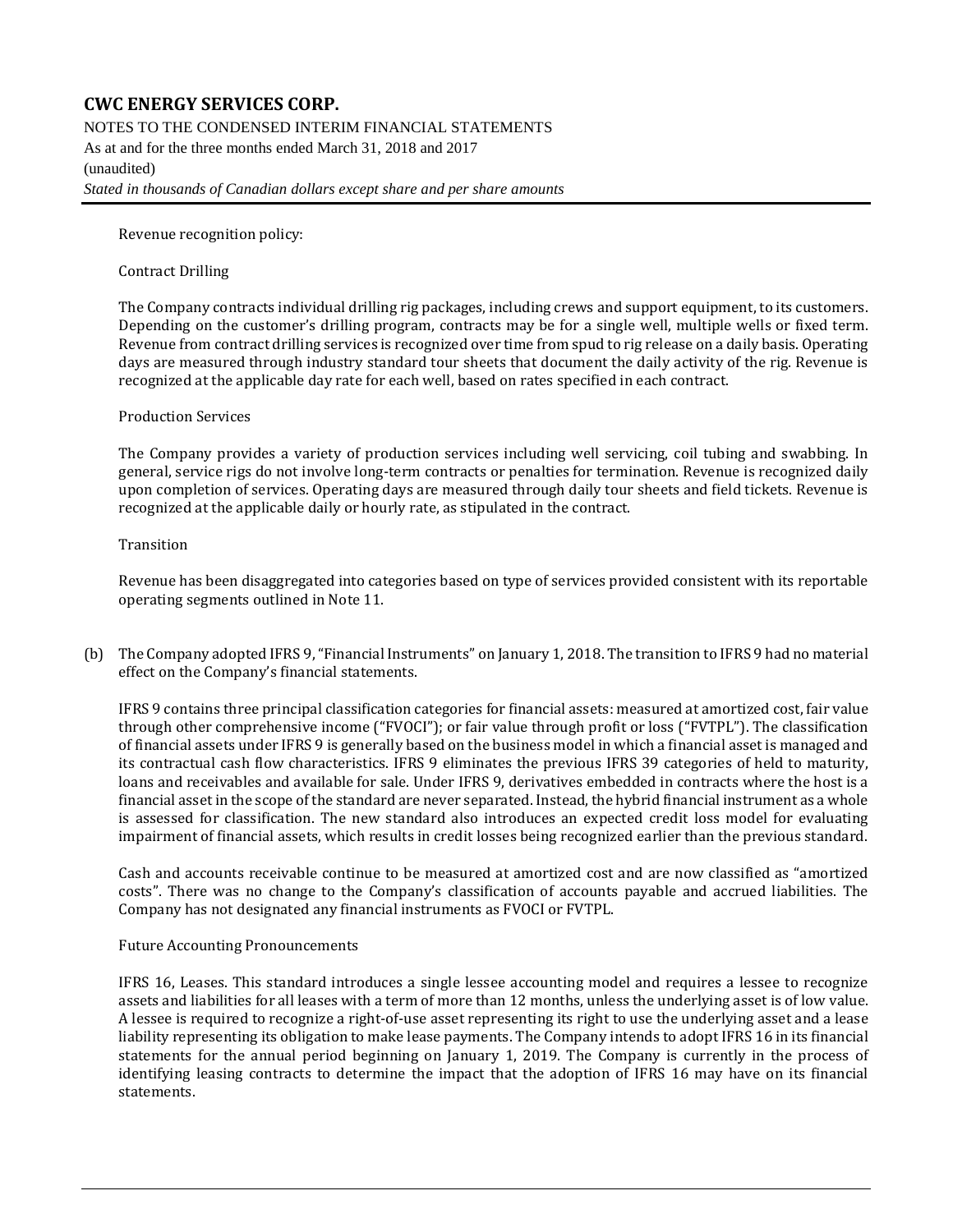Revenue recognition policy:

Contract Drilling

The Company contracts individual drilling rig packages, including crews and support equipment, to its customers. Depending on the customer's drilling program, contracts may be for a single well, multiple wells or fixed term. Revenue from contract drilling services is recognized over time from spud to rig release on a daily basis. Operating days are measured through industry standard tour sheets that document the daily activity of the rig. Revenue is recognized at the applicable day rate for each well, based on rates specified in each contract.

Production Services

The Company provides a variety of production services including well servicing, coil tubing and swabbing. In general, service rigs do not involve long-term contracts or penalties for termination. Revenue is recognized daily upon completion of services. Operating days are measured through daily tour sheets and field tickets. Revenue is recognized at the applicable daily or hourly rate, as stipulated in the contract.

Transition

Revenue has been disaggregated into categories based on type of services provided consistent with its reportable operating segments outlined in Note 11.

(b) The Company adopted IFRS 9, "Financial Instruments" on January 1, 2018. The transition to IFRS 9 had no material effect on the Company's financial statements.

IFRS 9 contains three principal classification categories for financial assets: measured at amortized cost, fair value through other comprehensive income ("FVOCI"); or fair value through profit or loss ("FVTPL"). The classification of financial assets under IFRS 9 is generally based on the business model in which a financial asset is managed and its contractual cash flow characteristics. IFRS 9 eliminates the previous IFRS 39 categories of held to maturity, loans and receivables and available for sale. Under IFRS 9, derivatives embedded in contracts where the host is a financial asset in the scope of the standard are never separated. Instead, the hybrid financial instrument as a whole is assessed for classification. The new standard also introduces an expected credit loss model for evaluating impairment of financial assets, which results in credit losses being recognized earlier than the previous standard.

Cash and accounts receivable continue to be measured at amortized cost and are now classified as "amortized costs". There was no change to the Company's classification of accounts payable and accrued liabilities. The Company has not designated any financial instruments as FVOCI or FVTPL.

Future Accounting Pronouncements

IFRS 16, Leases. This standard introduces a single lessee accounting model and requires a lessee to recognize assets and liabilities for all leases with a term of more than 12 months, unless the underlying asset is of low value. A lessee is required to recognize a right-of-use asset representing its right to use the underlying asset and a lease liability representing its obligation to make lease payments. The Company intends to adopt IFRS 16 in its financial statements for the annual period beginning on January 1, 2019. The Company is currently in the process of identifying leasing contracts to determine the impact that the adoption of IFRS 16 may have on its financial statements.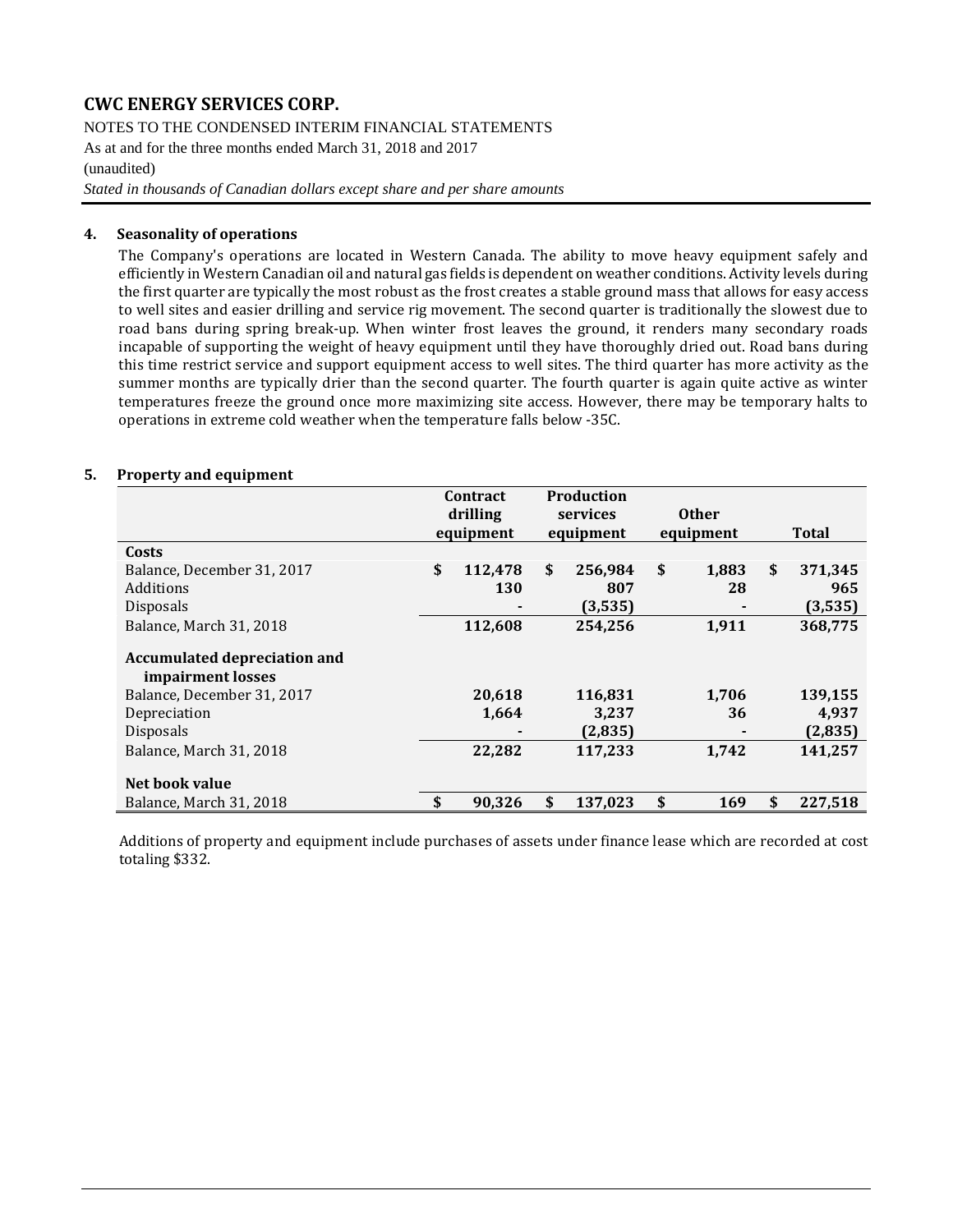#### 4. Seasonality of operations

The Company's operations are located in Western Canada. The ability to move heavy equipment safely and efficiently in Western Canadian oil and natural gas fields is dependent on weather conditions. Activity levels during the first quarter are typically the most robust as the frost creates a stable ground mass that allows for easy access to well sites and easier drilling and service rig movement. The second quarter is traditionally the slowest due to road bans during spring break-up. When winter frost leaves the ground, it renders many secondary roads incapable of supporting the weight of heavy equipment until they have thoroughly dried out. Road bans during this time restrict service and support equipment access to well sites. The third quarter has more activity as the summer months are typically drier than the second quarter. The fourth quarter is again quite active as winter temperatures freeze the ground once more maximizing site access. However, there may be temporary halts to operations in extreme cold weather when the temperature falls below -35C.

#### 5. Property and equipment

| | Contract drilling equipment | Production services equipment | Other equipment | Total |
|---|---|---|---|---|
| **Costs** | | | | |
| Balance, December 31, 2017 | $ 112,478 | $ 256,984 | $ 1,883 | $ 371,345 |
| Additions | 130 | 807 | 28 | 965 |
| Disposals | - | (3,535) | - | (3,535) |
| Balance, March 31, 2018 | 112,608 | 254,256 | 1,911 | 368,775 |
| **Accumulated depreciation and impairment losses** | | | | |
| Balance, December 31, 2017 | 20,618 | 116,831 | 1,706 | 139,155 |
| Depreciation | 1,664 | 3,237 | 36 | 4,937 |
| Disposals | - | (2,835) | - | (2,835) |
| Balance, March 31, 2018 | 22,282 | 117,233 | 1,742 | 141,257 |
| **Net book value** | | | | |
| Balance, March 31, 2018 | $ 90,326 | $ 137,023 | $ 169 | $ 227,518 |

Additions of property and equipment include purchases of assets under finance lease which are recorded at cost totaling $332.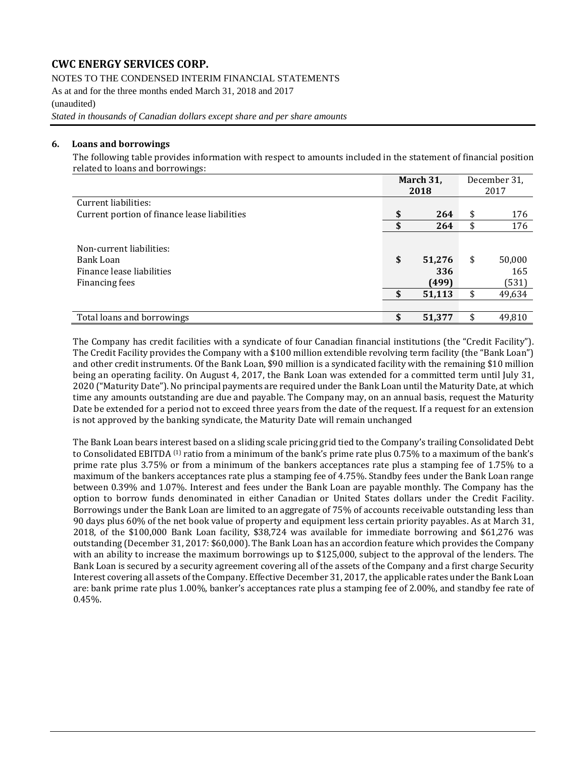# CWC ENERGY SERVICES CORP.

NOTES TO THE CONDENSED INTERIM FINANCIAL STATEMENTS

As at and for the three months ended March 31, 2018 and 2017

(unaudited)

*Stated in thousands of Canadian dollars except share and per share amounts*

## 6. Loans and borrowings

The following table provides information with respect to amounts included in the statement of financial position related to loans and borrowings:

| | **March 31, 2018** | December 31, 2017 |
|---|---|---|
| Current liabilities: | | |
| Current portion of finance lease liabilities | **$ 264** | $ 176 |
| | **$ 264** | $ 176 |
| | | |
| Non-current liabilities: | | |
| Bank Loan | **$ 51,276** | $ 50,000 |
| Finance lease liabilities | **336** | 165 |
| Financing fees | **(499)** | (531) |
| | **$ 51,113** | $ 49,634 |
| | | |
| Total loans and borrowings | **$ 51,377** | $ 49,810 |

The Company has credit facilities with a syndicate of four Canadian financial institutions (the "Credit Facility"). The Credit Facility provides the Company with a $100 million extendible revolving term facility (the "Bank Loan") and other credit instruments. Of the Bank Loan, $90 million is a syndicated facility with the remaining $10 million being an operating facility. On August 4, 2017, the Bank Loan was extended for a committed term until July 31, 2020 ("Maturity Date"). No principal payments are required under the Bank Loan until the Maturity Date, at which time any amounts outstanding are due and payable. The Company may, on an annual basis, request the Maturity Date be extended for a period not to exceed three years from the date of the request. If a request for an extension is not approved by the banking syndicate, the Maturity Date will remain unchanged

The Bank Loan bears interest based on a sliding scale pricing grid tied to the Company's trailing Consolidated Debt to Consolidated EBITDA (1) ratio from a minimum of the bank's prime rate plus 0.75% to a maximum of the bank's prime rate plus 3.75% or from a minimum of the bankers acceptances rate plus a stamping fee of 1.75% to a maximum of the bankers acceptances rate plus a stamping fee of 4.75%. Standby fees under the Bank Loan range between 0.39% and 1.07%. Interest and fees under the Bank Loan are payable monthly. The Company has the option to borrow funds denominated in either Canadian or United States dollars under the Credit Facility. Borrowings under the Bank Loan are limited to an aggregate of 75% of accounts receivable outstanding less than 90 days plus 60% of the net book value of property and equipment less certain priority payables. As at March 31, 2018, of the $100,000 Bank Loan facility, $38,724 was available for immediate borrowing and $61,276 was outstanding (December 31, 2017: $60,000). The Bank Loan has an accordion feature which provides the Company with an ability to increase the maximum borrowings up to $125,000, subject to the approval of the lenders. The Bank Loan is secured by a security agreement covering all of the assets of the Company and a first charge Security Interest covering all assets of the Company. Effective December 31, 2017, the applicable rates under the Bank Loan are: bank prime rate plus 1.00%, banker's acceptances rate plus a stamping fee of 2.00%, and standby fee rate of 0.45%.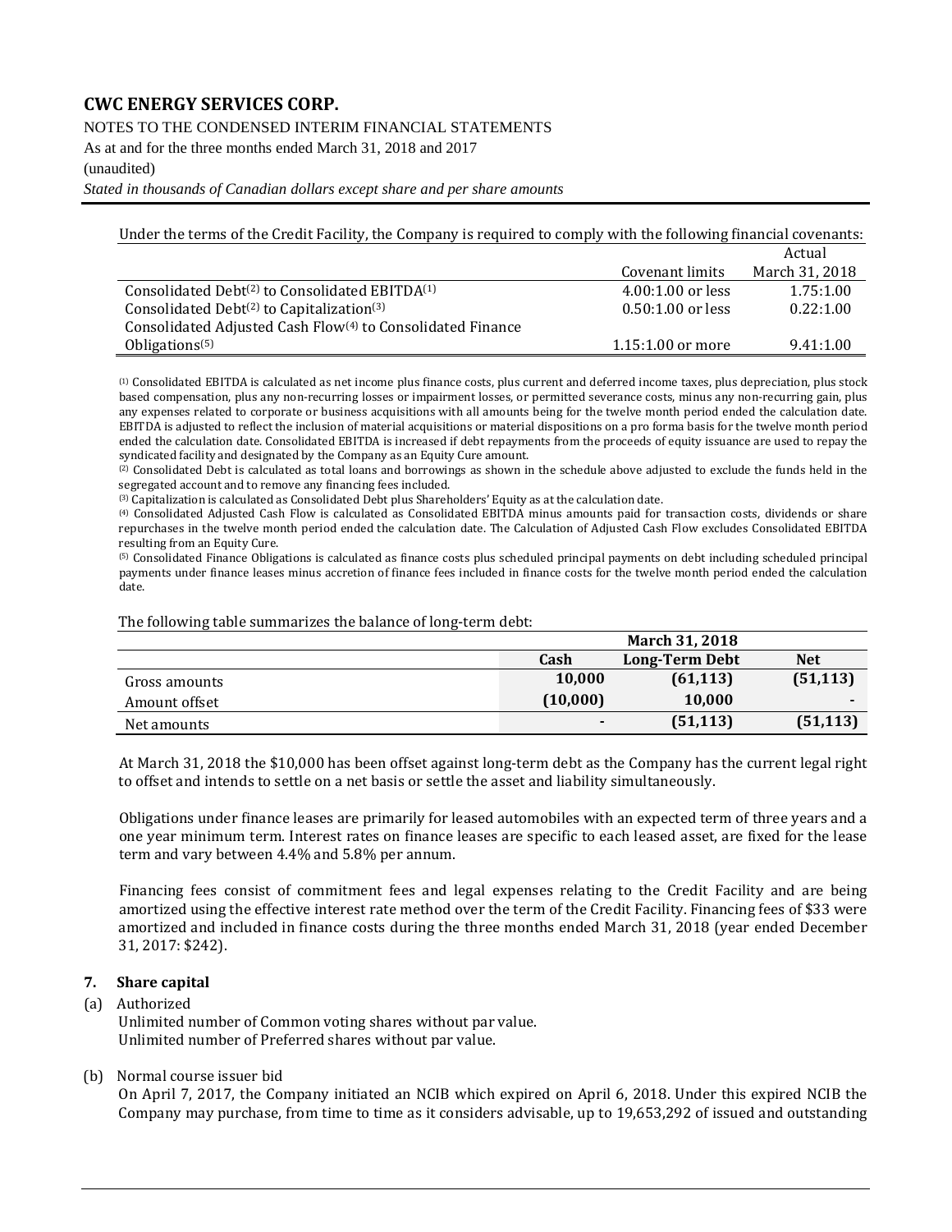Under the terms of the Credit Facility, the Company is required to comply with the following financial covenants:

| | Covenant limits | Actual March 31, 2018 |
|---|---|---|
| Consolidated Debt[(2)] to Consolidated EBITDA[(1)] | 4.00:1.00 or less | 1.75:1.00 |
| Consolidated Debt[(2)] to Capitalization[(3)] | 0.50:1.00 or less | 0.22:1.00 |
| Consolidated Adjusted Cash Flow[(4)] to Consolidated Finance Obligations[(5)] | 1.15:1.00 or more | 9.41:1.00 |

[(1)] Consolidated EBITDA is calculated as net income plus finance costs, plus current and deferred income taxes, plus depreciation, plus stock based compensation, plus any non-recurring losses or impairment losses, or permitted severance costs, minus any non-recurring gain, plus any expenses related to corporate or business acquisitions with all amounts being for the twelve month period ended the calculation date. EBITDA is adjusted to reflect the inclusion of material acquisitions or material dispositions on a pro forma basis for the twelve month period ended the calculation date. Consolidated EBITDA is increased if debt repayments from the proceeds of equity issuance are used to repay the syndicated facility and designated by the Company as an Equity Cure amount.

[(2)] Consolidated Debt is calculated as total loans and borrowings as shown in the schedule above adjusted to exclude the funds held in the segregated account and to remove any financing fees included.

[(3)] Capitalization is calculated as Consolidated Debt plus Shareholders' Equity as at the calculation date.

[(4)] Consolidated Adjusted Cash Flow is calculated as Consolidated EBITDA minus amounts paid for transaction costs, dividends or share repurchases in the twelve month period ended the calculation date. The Calculation of Adjusted Cash Flow excludes Consolidated EBITDA resulting from an Equity Cure.

[(5)] Consolidated Finance Obligations is calculated as finance costs plus scheduled principal payments on debt including scheduled principal payments under finance leases minus accretion of finance fees included in finance costs for the twelve month period ended the calculation date.

The following table summarizes the balance of long-term debt:

| | March 31, 2018 | | |
|---|---|---|---|
| | **Cash** | **Long-Term Debt** | **Net** |
| Gross amounts | **10,000** | **(61,113)** | **(51,113)** |
| Amount offset | **(10,000)** | **10,000** | **-** |
| Net amounts | **-** | **(51,113)** | **(51,113)** |

At March 31, 2018 the $10,000 has been offset against long-term debt as the Company has the current legal right to offset and intends to settle on a net basis or settle the asset and liability simultaneously.

Obligations under finance leases are primarily for leased automobiles with an expected term of three years and a one year minimum term. Interest rates on finance leases are specific to each leased asset, are fixed for the lease term and vary between 4.4% and 5.8% per annum.

Financing fees consist of commitment fees and legal expenses relating to the Credit Facility and are being amortized using the effective interest rate method over the term of the Credit Facility. Financing fees of $33 were amortized and included in finance costs during the three months ended March 31, 2018 (year ended December 31, 2017: $242).

## 7. Share capital

(a) Authorized

Unlimited number of Common voting shares without par value.
Unlimited number of Preferred shares without par value.

(b) Normal course issuer bid

On April 7, 2017, the Company initiated an NCIB which expired on April 6, 2018. Under this expired NCIB the Company may purchase, from time to time as it considers advisable, up to 19,653,292 of issued and outstanding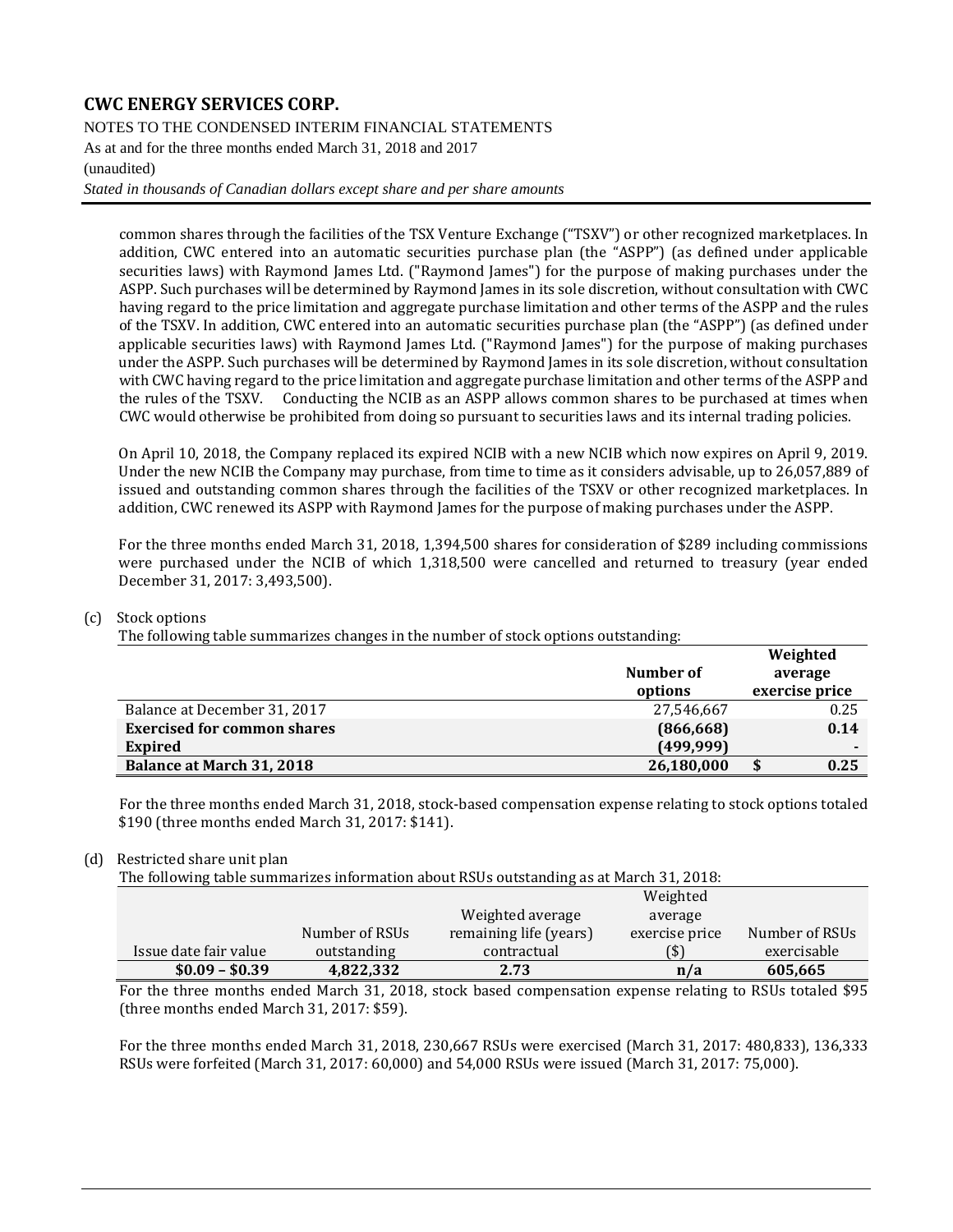common shares through the facilities of the TSX Venture Exchange ("TSXV") or other recognized marketplaces. In addition, CWC entered into an automatic securities purchase plan (the "ASPP") (as defined under applicable securities laws) with Raymond James Ltd. ("Raymond James") for the purpose of making purchases under the ASPP. Such purchases will be determined by Raymond James in its sole discretion, without consultation with CWC having regard to the price limitation and aggregate purchase limitation and other terms of the ASPP and the rules of the TSXV. In addition, CWC entered into an automatic securities purchase plan (the "ASPP") (as defined under applicable securities laws) with Raymond James Ltd. ("Raymond James") for the purpose of making purchases under the ASPP. Such purchases will be determined by Raymond James in its sole discretion, without consultation with CWC having regard to the price limitation and aggregate purchase limitation and other terms of the ASPP and the rules of the TSXV. Conducting the NCIB as an ASPP allows common shares to be purchased at times when CWC would otherwise be prohibited from doing so pursuant to securities laws and its internal trading policies.

On April 10, 2018, the Company replaced its expired NCIB with a new NCIB which now expires on April 9, 2019. Under the new NCIB the Company may purchase, from time to time as it considers advisable, up to 26,057,889 of issued and outstanding common shares through the facilities of the TSXV or other recognized marketplaces. In addition, CWC renewed its ASPP with Raymond James for the purpose of making purchases under the ASPP.

For the three months ended March 31, 2018, 1,394,500 shares for consideration of $289 including commissions were purchased under the NCIB of which 1,318,500 were cancelled and returned to treasury (year ended December 31, 2017: 3,493,500).

(c) Stock options

The following table summarizes changes in the number of stock options outstanding:

| | Number of options | Weighted average exercise price |
|---|---|---|
| Balance at December 31, 2017 | 27,546,667 | 0.25 |
| **Exercised for common shares** | **(866,668)** | **0.14** |
| **Expired** | **(499,999)** | **-** |
| **Balance at March 31, 2018** | **26,180,000** | **$ 0.25** |

For the three months ended March 31, 2018, stock-based compensation expense relating to stock options totaled $190 (three months ended March 31, 2017: $141).

(d) Restricted share unit plan

The following table summarizes information about RSUs outstanding as at March 31, 2018:

| Issue date fair value | Number of RSUs outstanding | Weighted average remaining life (years) contractual | Weighted average exercise price ($) | Number of RSUs exercisable |
|---|---|---|---|---|
| **$0.09 – $0.39** | **4,822,332** | **2.73** | **n/a** | **605,665** |

For the three months ended March 31, 2018, stock based compensation expense relating to RSUs totaled $95 (three months ended March 31, 2017: $59).

For the three months ended March 31, 2018, 230,667 RSUs were exercised (March 31, 2017: 480,833), 136,333 RSUs were forfeited (March 31, 2017: 60,000) and 54,000 RSUs were issued (March 31, 2017: 75,000).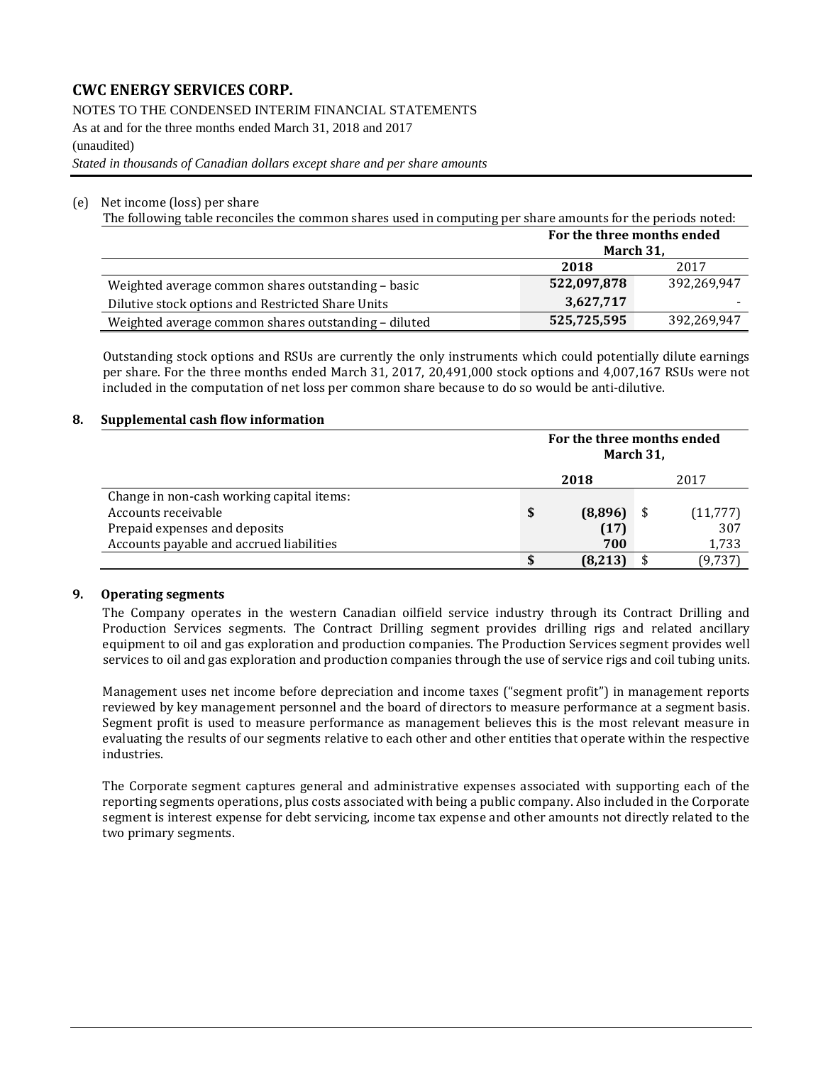(e) Net income (loss) per share

The following table reconciles the common shares used in computing per share amounts for the periods noted:

| | For the three months ended March 31, | |
|---|---|---|
| | **2018** | 2017 |
| Weighted average common shares outstanding – basic | **522,097,878** | 392,269,947 |
| Dilutive stock options and Restricted Share Units | **3,627,717** | - |
| Weighted average common shares outstanding – diluted | **525,725,595** | 392,269,947 |

Outstanding stock options and RSUs are currently the only instruments which could potentially dilute earnings per share. For the three months ended March 31, 2017, 20,491,000 stock options and 4,007,167 RSUs were not included in the computation of net loss per common share because to do so would be anti-dilutive.

## 8. Supplemental cash flow information

| | For the three months ended March 31, | |
|---|---|---|
| | **2018** | 2017 |
| Change in non-cash working capital items: | | |
| Accounts receivable | **$ (8,896)** | $ (11,777) |
| Prepaid expenses and deposits | **(17)** | 307 |
| Accounts payable and accrued liabilities | **700** | 1,733 |
| | **$ (8,213)** | $ (9,737) |

## 9. Operating segments

The Company operates in the western Canadian oilfield service industry through its Contract Drilling and Production Services segments. The Contract Drilling segment provides drilling rigs and related ancillary equipment to oil and gas exploration and production companies. The Production Services segment provides well services to oil and gas exploration and production companies through the use of service rigs and coil tubing units.

Management uses net income before depreciation and income taxes ("segment profit") in management reports reviewed by key management personnel and the board of directors to measure performance at a segment basis. Segment profit is used to measure performance as management believes this is the most relevant measure in evaluating the results of our segments relative to each other and other entities that operate within the respective industries.

The Corporate segment captures general and administrative expenses associated with supporting each of the reporting segments operations, plus costs associated with being a public company. Also included in the Corporate segment is interest expense for debt servicing, income tax expense and other amounts not directly related to the two primary segments.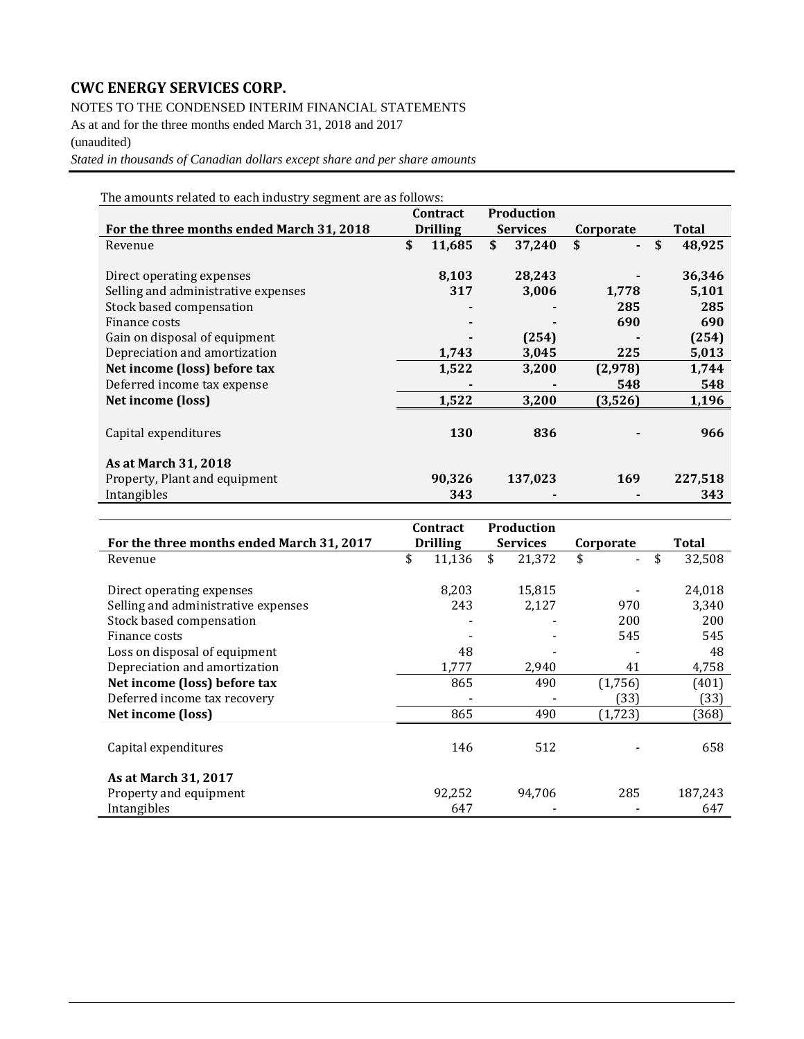**CWC ENERGY SERVICES CORP.**

NOTES TO THE CONDENSED INTERIM FINANCIAL STATEMENTS

As at and for the three months ended March 31, 2018 and 2017

(unaudited)

*Stated in thousands of Canadian dollars except share and per share amounts*

The amounts related to each industry segment are as follows:

| For the three months ended March 31, 2018 | Contract Drilling | Production Services | Corporate | Total |
|---|---|---|---|---|
| Revenue | $ 11,685 | $ 37,240 | $ - | $ 48,925 |
| | | | | |
| Direct operating expenses | 8,103 | 28,243 | - | 36,346 |
| Selling and administrative expenses | 317 | 3,006 | 1,778 | 5,101 |
| Stock based compensation | - | - | 285 | 285 |
| Finance costs | - | - | 690 | 690 |
| Gain on disposal of equipment | - | (254) | - | (254) |
| Depreciation and amortization | 1,743 | 3,045 | 225 | 5,013 |
| **Net income (loss) before tax** | 1,522 | 3,200 | (2,978) | 1,744 |
| Deferred income tax expense | - | - | 548 | 548 |
| **Net income (loss)** | 1,522 | 3,200 | (3,526) | 1,196 |
| | | | | |
| Capital expenditures | 130 | 836 | - | 966 |
| | | | | |
| **As at March 31, 2018** | | | | |
| Property, Plant and equipment | 90,326 | 137,023 | 169 | 227,518 |
| Intangibles | 343 | - | - | 343 |

| For the three months ended March 31, 2017 | Contract Drilling | Production Services | Corporate | Total |
|---|---|---|---|---|
| Revenue | $ 11,136 | $ 21,372 | $ - | $ 32,508 |
| | | | | |
| Direct operating expenses | 8,203 | 15,815 | - | 24,018 |
| Selling and administrative expenses | 243 | 2,127 | 970 | 3,340 |
| Stock based compensation | - | - | 200 | 200 |
| Finance costs | - | - | 545 | 545 |
| Loss on disposal of equipment | 48 | - | - | 48 |
| Depreciation and amortization | 1,777 | 2,940 | 41 | 4,758 |
| **Net income (loss) before tax** | 865 | 490 | (1,756) | (401) |
| Deferred income tax recovery | - | - | (33) | (33) |
| **Net income (loss)** | 865 | 490 | (1,723) | (368) |
| | | | | |
| Capital expenditures | 146 | 512 | - | 658 |
| | | | | |
| **As at March 31, 2017** | | | | |
| Property and equipment | 92,252 | 94,706 | 285 | 187,243 |
| Intangibles | 647 | - | - | 647 |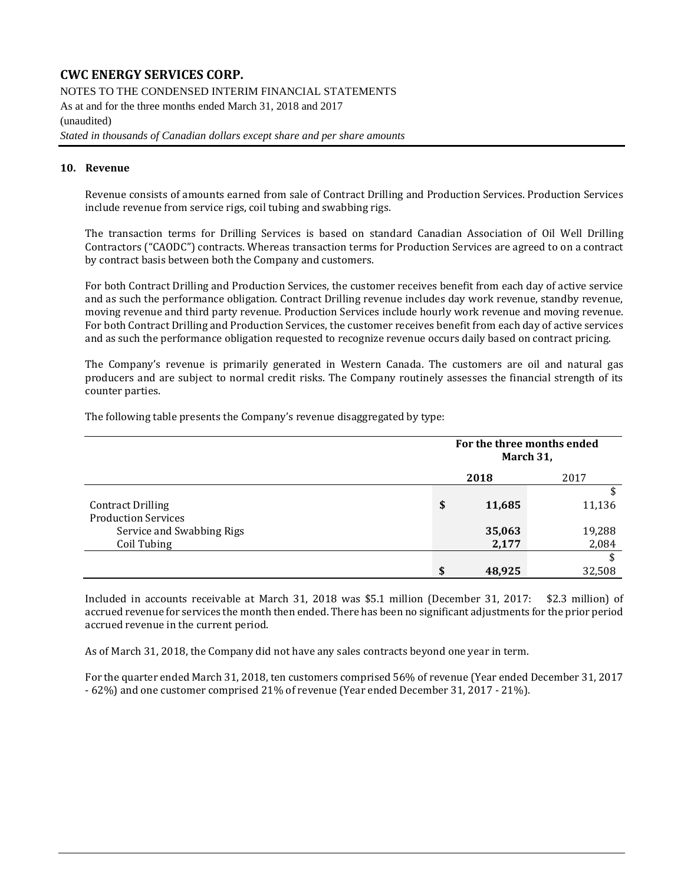# CWC ENERGY SERVICES CORP.

NOTES TO THE CONDENSED INTERIM FINANCIAL STATEMENTS
As at and for the three months ended March 31, 2018 and 2017
(unaudited)
*Stated in thousands of Canadian dollars except share and per share amounts*

## 10. Revenue

Revenue consists of amounts earned from sale of Contract Drilling and Production Services. Production Services include revenue from service rigs, coil tubing and swabbing rigs.

The transaction terms for Drilling Services is based on standard Canadian Association of Oil Well Drilling Contractors ("CAODC") contracts. Whereas transaction terms for Production Services are agreed to on a contract by contract basis between both the Company and customers.

For both Contract Drilling and Production Services, the customer receives benefit from each day of active service and as such the performance obligation. Contract Drilling revenue includes day work revenue, standby revenue, moving revenue and third party revenue. Production Services include hourly work revenue and moving revenue. For both Contract Drilling and Production Services, the customer receives benefit from each day of active services and as such the performance obligation requested to recognize revenue occurs daily based on contract pricing.

The Company's revenue is primarily generated in Western Canada. The customers are oil and natural gas producers and are subject to normal credit risks. The Company routinely assesses the financial strength of its counter parties.

The following table presents the Company's revenue disaggregated by type:

| | For the three months ended March 31, | |
|---|---|---|
| | **2018** | 2017 |
| Contract Drilling | **$ 11,685** | $ 11,136 |
| Production Services | | |
| Service and Swabbing Rigs | **35,063** | 19,288 |
| Coil Tubing | **2,177** | 2,084 |
| | **$ 48,925** | $ 32,508 |

Included in accounts receivable at March 31, 2018 was $5.1 million (December 31, 2017: $2.3 million) of accrued revenue for services the month then ended. There has been no significant adjustments for the prior period accrued revenue in the current period.

As of March 31, 2018, the Company did not have any sales contracts beyond one year in term.

For the quarter ended March 31, 2018, ten customers comprised 56% of revenue (Year ended December 31, 2017 - 62%) and one customer comprised 21% of revenue (Year ended December 31, 2017 - 21%).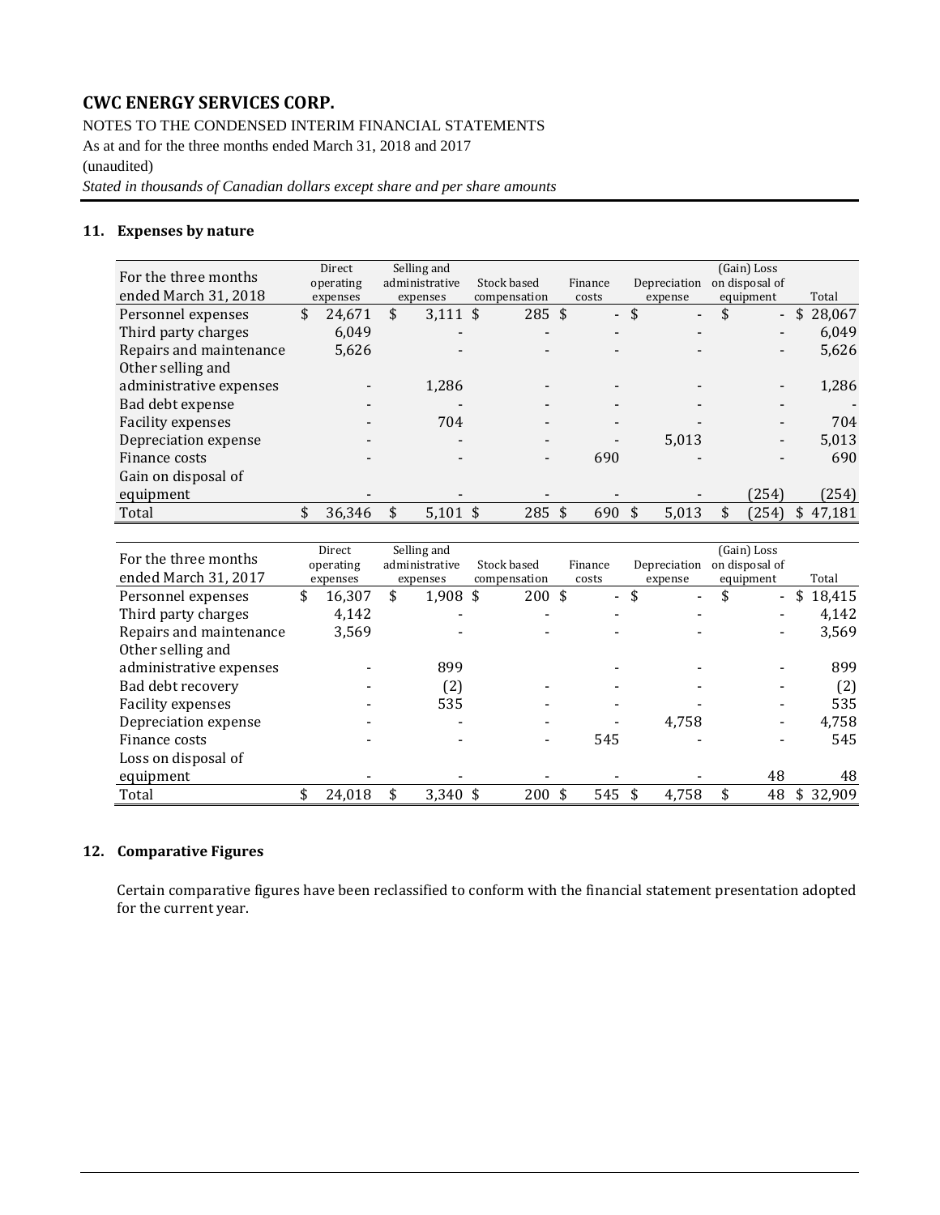**CWC ENERGY SERVICES CORP.**

NOTES TO THE CONDENSED INTERIM FINANCIAL STATEMENTS
As at and for the three months ended March 31, 2018 and 2017
(unaudited)
*Stated in thousands of Canadian dollars except share and per share amounts*

## 11. Expenses by nature

| For the three months ended March 31, 2018 | Direct operating expenses | Selling and administrative expenses | Stock based compensation | Finance costs | Depreciation expense | (Gain) Loss on disposal of equipment | Total |
|---|---|---|---|---|---|---|---|
| Personnel expenses | $ 24,671 | $ 3,111 | $ 285 | $ - | $ - | $ - | $ 28,067 |
| Third party charges | 6,049 | - | - | - | - | - | 6,049 |
| Repairs and maintenance | 5,626 | - | - | - | - | - | 5,626 |
| Other selling and administrative expenses | - | 1,286 | - | - | - | - | 1,286 |
| Bad debt expense | - | - | - | - | - | - | - |
| Facility expenses | - | 704 | - | - | - | - | 704 |
| Depreciation expense | - | - | - | - | 5,013 | - | 5,013 |
| Finance costs | - | - | - | 690 | - | - | 690 |
| Gain on disposal of equipment | - | - | - | - | - | (254) | (254) |
| Total | $ 36,346 | $ 5,101 | $ 285 | $ 690 | $ 5,013 | $ (254) | $ 47,181 |

| For the three months ended March 31, 2017 | Direct operating expenses | Selling and administrative expenses | Stock based compensation | Finance costs | Depreciation expense | (Gain) Loss on disposal of equipment | Total |
|---|---|---|---|---|---|---|---|
| Personnel expenses | $ 16,307 | $ 1,908 | $ 200 | $ - | $ - | $ - | $ 18,415 |
| Third party charges | 4,142 | - | - | - | - | - | 4,142 |
| Repairs and maintenance | 3,569 | - | - | - | - | - | 3,569 |
| Other selling and administrative expenses | - | 899 | | - | - | - | 899 |
| Bad debt recovery | - | (2) | - | - | - | - | (2) |
| Facility expenses | - | 535 | - | - | - | - | 535 |
| Depreciation expense | - | - | - | - | 4,758 | - | 4,758 |
| Finance costs | - | - | - | 545 | - | - | 545 |
| Loss on disposal of equipment | - | - | - | - | - | 48 | 48 |
| Total | $ 24,018 | $ 3,340 | $ 200 | $ 545 | $ 4,758 | $ 48 | $ 32,909 |

## 12. Comparative Figures

Certain comparative figures have been reclassified to conform with the financial statement presentation adopted for the current year.